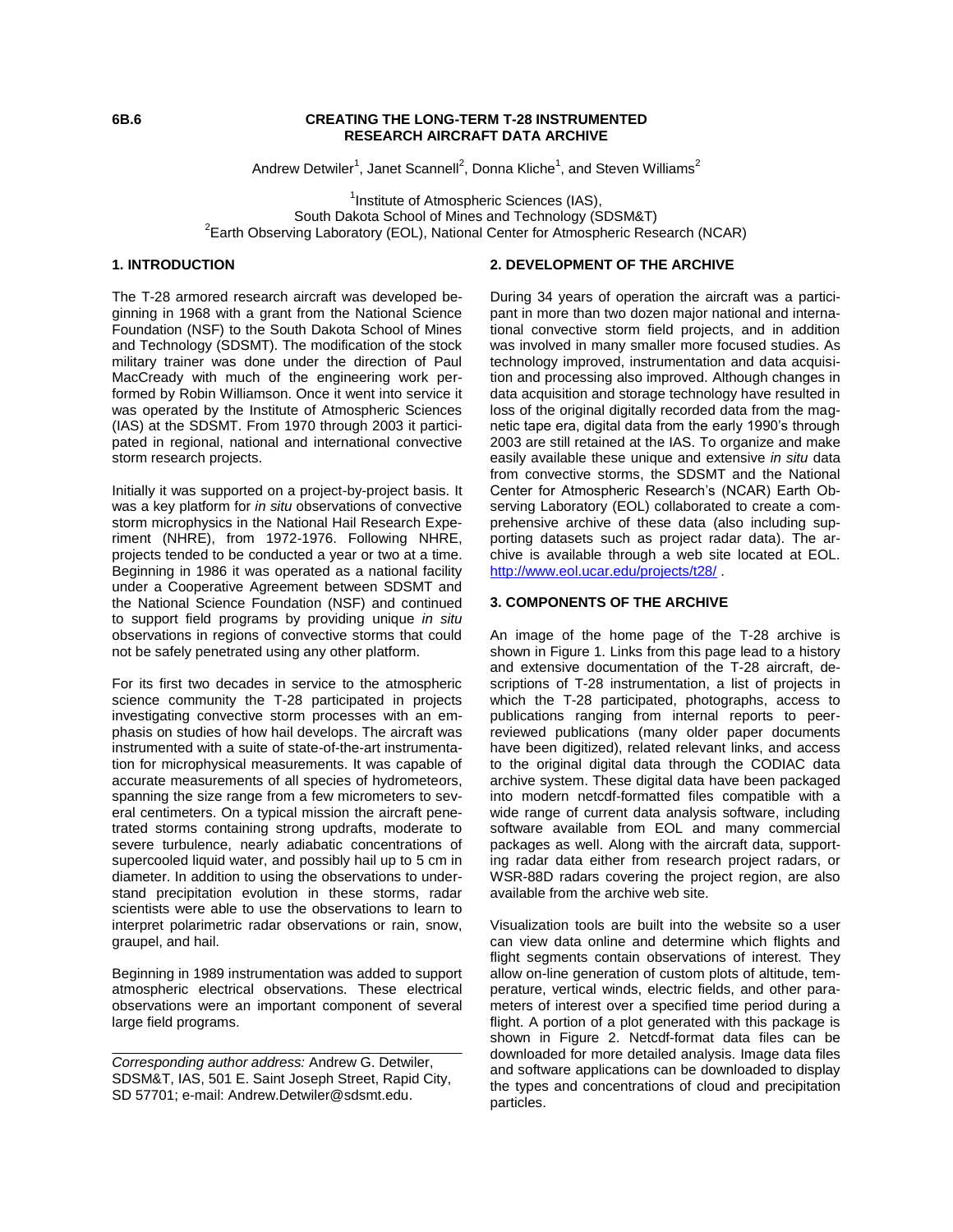6B.6

# CREATING THE LONG-TERM T-28 INSTRUMENTED RESEARCH AIRCRAFT DATA ARCHIVE

Andrew Detwiler[1], Janet Scannell[2], Donna Kliche[1], and Steven Williams[2]

[1]Institute of Atmospheric Sciences (IAS), South Dakota School of Mines and Technology (SDSM&T)
[2]Earth Observing Laboratory (EOL), National Center for Atmospheric Research (NCAR)

## 1. INTRODUCTION

The T-28 armored research aircraft was developed beginning in 1968 with a grant from the National Science Foundation (NSF) to the South Dakota School of Mines and Technology (SDSMT). The modification of the stock military trainer was done under the direction of Paul MacCready with much of the engineering work performed by Robin Williamson. Once it went into service it was operated by the Institute of Atmospheric Sciences (IAS) at the SDSMT. From 1970 through 2003 it participated in regional, national and international convective storm research projects.

Initially it was supported on a project-by-project basis. It was a key platform for *in situ* observations of convective storm microphysics in the National Hail Research Experiment (NHRE), from 1972-1976. Following NHRE, projects tended to be conducted a year or two at a time. Beginning in 1986 it was operated as a national facility under a Cooperative Agreement between SDSMT and the National Science Foundation (NSF) and continued to support field programs by providing unique *in situ* observations in regions of convective storms that could not be safely penetrated using any other platform.

For its first two decades in service to the atmospheric science community the T-28 participated in projects investigating convective storm processes with an emphasis on studies of how hail develops. The aircraft was instrumented with a suite of state-of-the-art instrumentation for microphysical measurements. It was capable of accurate measurements of all species of hydrometeors, spanning the size range from a few micrometers to several centimeters. On a typical mission the aircraft penetrated storms containing strong updrafts, moderate to severe turbulence, nearly adiabatic concentrations of supercooled liquid water, and possibly hail up to 5 cm in diameter. In addition to using the observations to understand precipitation evolution in these storms, radar scientists were able to use the observations to learn to interpret polarimetric radar observations or rain, snow, graupel, and hail.

Beginning in 1989 instrumentation was added to support atmospheric electrical observations. These electrical observations were an important component of several large field programs.

---

*Corresponding author address:* Andrew G. Detwiler, SDSM&T, IAS, 501 E. Saint Joseph Street, Rapid City, SD 57701; e-mail: Andrew.Detwiler@sdsmt.edu.

## 2. DEVELOPMENT OF THE ARCHIVE

During 34 years of operation the aircraft was a participant in more than two dozen major national and international convective storm field projects, and in addition was involved in many smaller more focused studies. As technology improved, instrumentation and data acquisition and processing also improved. Although changes in data acquisition and storage technology have resulted in loss of the original digitally recorded data from the magnetic tape era, digital data from the early 1990's through 2003 are still retained at the IAS. To organize and make easily available these unique and extensive *in situ* data from convective storms, the SDSMT and the National Center for Atmospheric Research's (NCAR) Earth Observing Laboratory (EOL) collaborated to create a comprehensive archive of these data (also including supporting datasets such as project radar data). The archive is available through a web site located at EOL. http://www.eol.ucar.edu/projects/t28/ .

## 3. COMPONENTS OF THE ARCHIVE

An image of the home page of the T-28 archive is shown in Figure 1. Links from this page lead to a history and extensive documentation of the T-28 aircraft, descriptions of T-28 instrumentation, a list of projects in which the T-28 participated, photographs, access to publications ranging from internal reports to peer-reviewed publications (many older paper documents have been digitized), related relevant links, and access to the original digital data through the CODIAC data archive system. These digital data have been packaged into modern netcdf-formatted files compatible with a wide range of current data analysis software, including software available from EOL and many commercial packages as well. Along with the aircraft data, supporting radar data either from research project radars, or WSR-88D radars covering the project region, are also available from the archive web site.

Visualization tools are built into the website so a user can view data online and determine which flights and flight segments contain observations of interest. They allow on-line generation of custom plots of altitude, temperature, vertical winds, electric fields, and other parameters of interest over a specified time period during a flight. A portion of a plot generated with this package is shown in Figure 2. Netcdf-format data files can be downloaded for more detailed analysis. Image data files and software applications can be downloaded to display the types and concentrations of cloud and precipitation particles.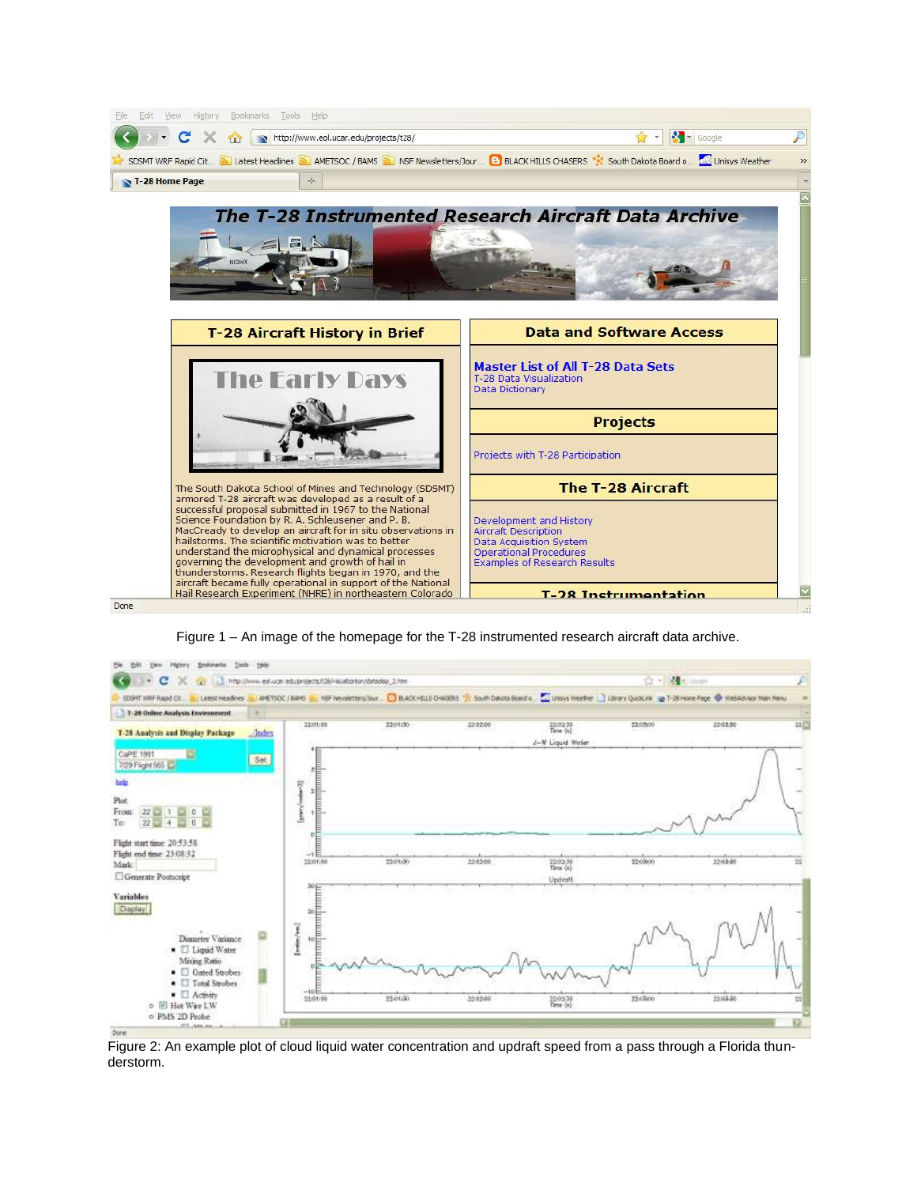Figure 1 – An image of the homepage for the T-28 instrumented research aircraft data archive.

Figure 2: An example plot of cloud liquid water concentration and updraft speed from a pass through a Florida thunderstorm.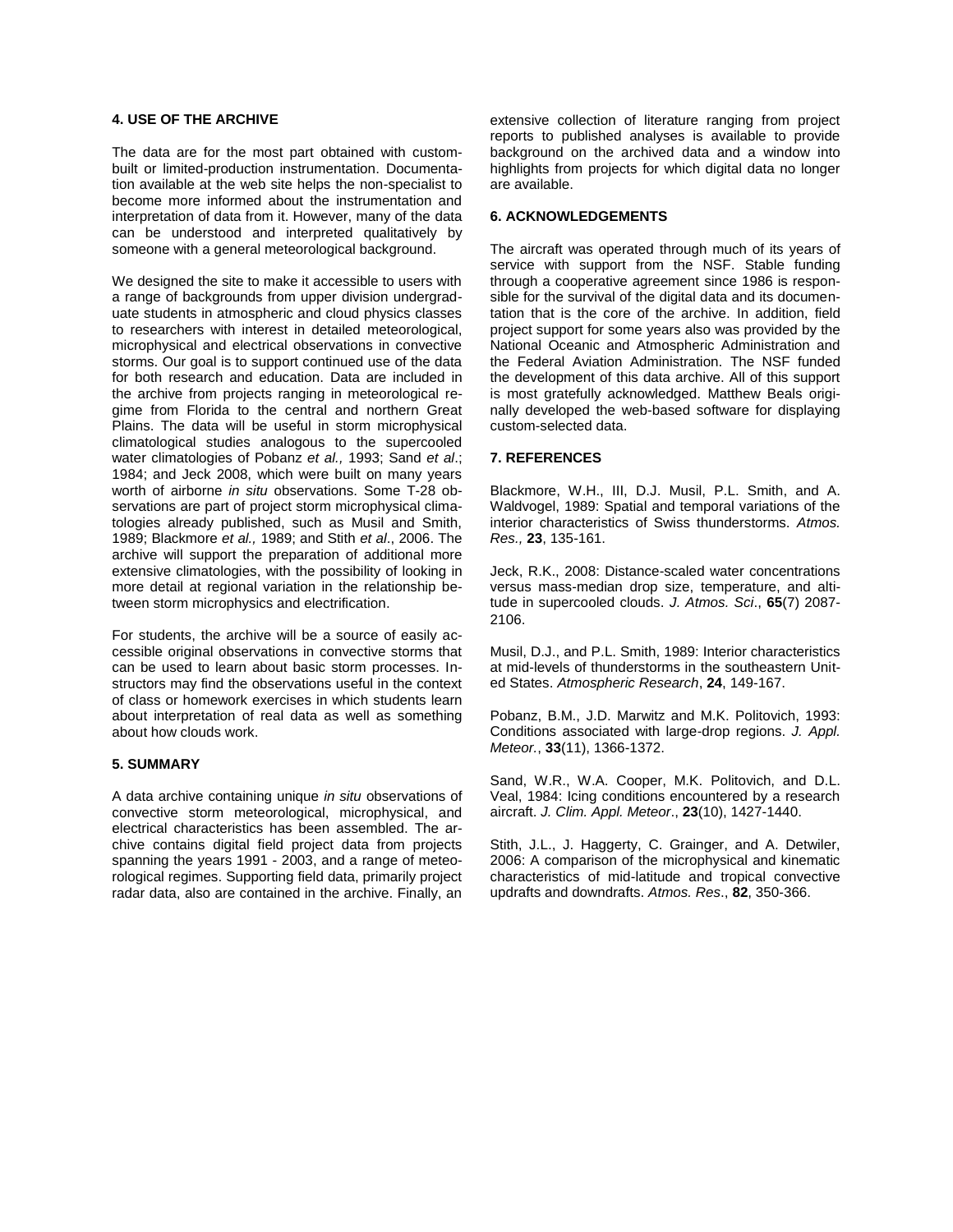## 4. USE OF THE ARCHIVE

The data are for the most part obtained with custom-built or limited-production instrumentation. Documentation available at the web site helps the non-specialist to become more informed about the instrumentation and interpretation of data from it. However, many of the data can be understood and interpreted qualitatively by someone with a general meteorological background.

We designed the site to make it accessible to users with a range of backgrounds from upper division undergraduate students in atmospheric and cloud physics classes to researchers with interest in detailed meteorological, microphysical and electrical observations in convective storms. Our goal is to support continued use of the data for both research and education. Data are included in the archive from projects ranging in meteorological regime from Florida to the central and northern Great Plains. The data will be useful in storm microphysical climatological studies analogous to the supercooled water climatologies of Pobanz *et al.,* 1993; Sand *et al*.; 1984; and Jeck 2008, which were built on many years worth of airborne *in situ* observations. Some T-28 observations are part of project storm microphysical climatologies already published, such as Musil and Smith, 1989; Blackmore *et al.,* 1989; and Stith *et al*., 2006. The archive will support the preparation of additional more extensive climatologies, with the possibility of looking in more detail at regional variation in the relationship between storm microphysics and electrification.

For students, the archive will be a source of easily accessible original observations in convective storms that can be used to learn about basic storm processes. Instructors may find the observations useful in the context of class or homework exercises in which students learn about interpretation of real data as well as something about how clouds work.

## 5. SUMMARY

A data archive containing unique *in situ* observations of convective storm meteorological, microphysical, and electrical characteristics has been assembled. The archive contains digital field project data from projects spanning the years 1991 - 2003, and a range of meteorological regimes. Supporting field data, primarily project radar data, also are contained in the archive. Finally, an extensive collection of literature ranging from project reports to published analyses is available to provide background on the archived data and a window into highlights from projects for which digital data no longer are available.

## 6. ACKNOWLEDGEMENTS

The aircraft was operated through much of its years of service with support from the NSF. Stable funding through a cooperative agreement since 1986 is responsible for the survival of the digital data and its documentation that is the core of the archive. In addition, field project support for some years also was provided by the National Oceanic and Atmospheric Administration and the Federal Aviation Administration. The NSF funded the development of this data archive. All of this support is most gratefully acknowledged. Matthew Beals originally developed the web-based software for displaying custom-selected data.

## 7. REFERENCES

Blackmore, W.H., III, D.J. Musil, P.L. Smith, and A. Waldvogel, 1989: Spatial and temporal variations of the interior characteristics of Swiss thunderstorms. *Atmos. Res.,* **23**, 135-161.

Jeck, R.K., 2008: Distance-scaled water concentrations versus mass-median drop size, temperature, and altitude in supercooled clouds. *J. Atmos. Sci*., **65**(7) 2087-2106.

Musil, D.J., and P.L. Smith, 1989: Interior characteristics at mid-levels of thunderstorms in the southeastern United States. *Atmospheric Research*, **24**, 149-167.

Pobanz, B.M., J.D. Marwitz and M.K. Politovich, 1993: Conditions associated with large-drop regions. *J. Appl. Meteor.*, **33**(11), 1366-1372.

Sand, W.R., W.A. Cooper, M.K. Politovich, and D.L. Veal, 1984: Icing conditions encountered by a research aircraft. *J. Clim. Appl. Meteor*., **23**(10), 1427-1440.

Stith, J.L., J. Haggerty, C. Grainger, and A. Detwiler, 2006: A comparison of the microphysical and kinematic characteristics of mid-latitude and tropical convective updrafts and downdrafts. *Atmos. Res*., **82**, 350-366.